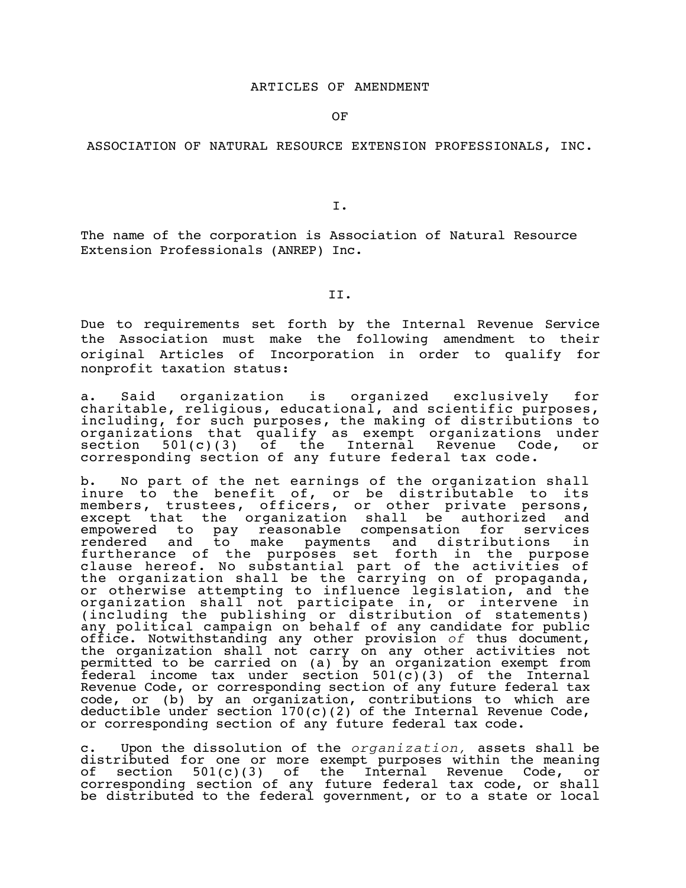# ARTICLES OF AMENDMENT

## OF

## ASSOCIATION OF NATURAL RESOURCE EXTENSION PROFESSIONALS, INC.

I.

The name of the corporation is Association of Natural Resource Extension Professionals (ANREP) Inc.

II.

Due to requirements set forth by the Internal Revenue Service the Association must make the following amendment to their original Articles of Incorporation in order to qualify for nonprofit taxation status:

a. Said organization is organized exclusively for charitable, religious, educational, and scientific purposes, including, for such purposes, the making of distributions to organizations that qualify as exempt organizations under section 501(c)(3) of the Internal Revenue Code, or corresponding section of any future federal tax code.

b. No part of the net earnings of the organization shall inure to the benefit of, or be distributable to its members, trustees, officers, or other private persons, except that the organization shall be authorized and empowered to pay reasonable compensation for services rendered and to make payments and distributions in furtherance of the purposes set forth in the purpose clause hereof. No substantial part of the activities of the organization shall be the carrying on of propaganda, or otherwise attempting to influence legislation, and the organization shall not participate in, or intervene in (including the publishing or distribution of statements) any political campaign on behalf of any candidate for public office. Notwithstanding any other provision *of* thus document, the organization shall not carry on any other activities not permitted to be carried on (a) by an organization exempt from federal income tax under section 501(c)(3) of the Internal Revenue Code, or corresponding section of any future federal tax code, or (b) by an organization, contributions to which are deductible under section 170(c)(2) of the Internal Revenue Code, or corresponding section of any future federal tax code.

c. Upon the dissolution of the *organization,* assets shall be distributed for one or more exempt purposes within the meaning of section 501(c)(3) of the Internal Revenue Code, or corresponding section of any future federal tax code, or shall be distributed to the federal government, or to a state or local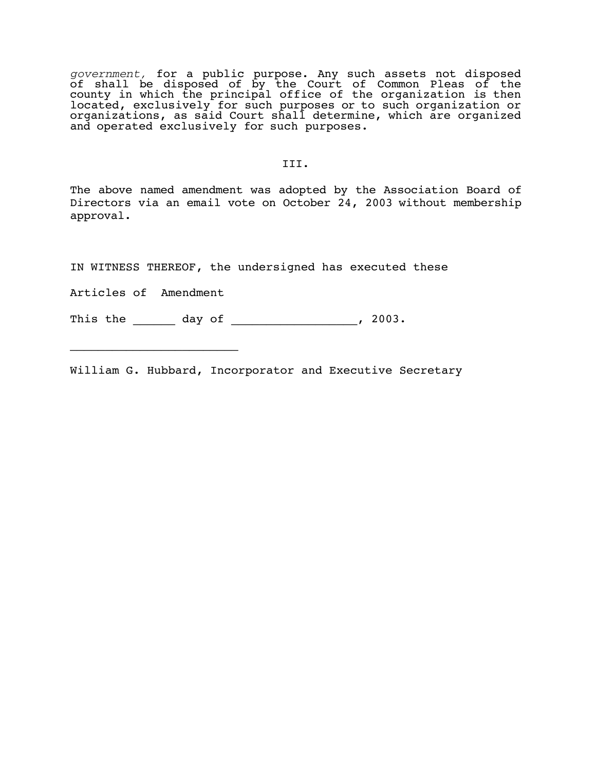*government,* for a public purpose. Any such assets not disposed of shall be disposed of by the Court of Common Pleas of the county in which the principal office of the organization is then located, exclusively for such purposes or to such organization or organizations, as said Court shall determine, which are organized and operated exclusively for such purposes.

III.

The above named amendment was adopted by the Association Board of Directors via an email vote on October 24, 2003 without membership approval.

IN WITNESS THEREOF, the undersigned has executed these

Articles of Amendment

This the ______ day of __________________, 2003.

________________________

William G. Hubbard, Incorporator and Executive Secretary